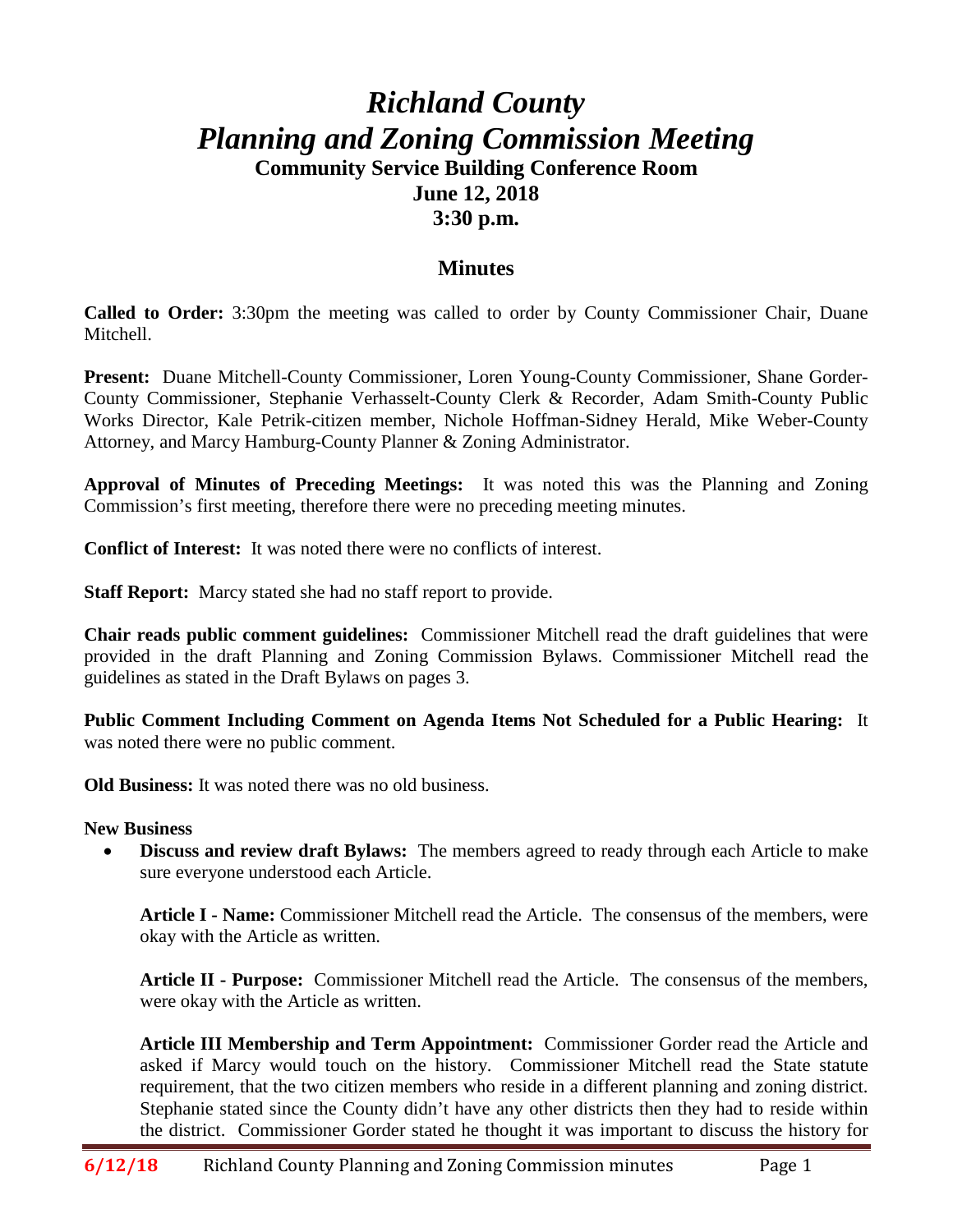# *Richland County*
# *Planning and Zoning Commission Meeting*
### Community Service Building Conference Room
### June 12, 2018
### 3:30 p.m.

## Minutes

**Called to Order:** 3:30pm the meeting was called to order by County Commissioner Chair, Duane Mitchell.

**Present:** Duane Mitchell-County Commissioner, Loren Young-County Commissioner, Shane Gorder-County Commissioner, Stephanie Verhasselt-County Clerk & Recorder, Adam Smith-County Public Works Director, Kale Petrik-citizen member, Nichole Hoffman-Sidney Herald, Mike Weber-County Attorney, and Marcy Hamburg-County Planner & Zoning Administrator.

**Approval of Minutes of Preceding Meetings:** It was noted this was the Planning and Zoning Commission's first meeting, therefore there were no preceding meeting minutes.

**Conflict of Interest:** It was noted there were no conflicts of interest.

**Staff Report:** Marcy stated she had no staff report to provide.

**Chair reads public comment guidelines:** Commissioner Mitchell read the draft guidelines that were provided in the draft Planning and Zoning Commission Bylaws. Commissioner Mitchell read the guidelines as stated in the Draft Bylaws on pages 3.

**Public Comment Including Comment on Agenda Items Not Scheduled for a Public Hearing:** It was noted there were no public comment.

**Old Business:** It was noted there was no old business.

**New Business**

- **Discuss and review draft Bylaws:** The members agreed to ready through each Article to make sure everyone understood each Article.

  **Article I - Name:** Commissioner Mitchell read the Article. The consensus of the members, were okay with the Article as written.

  **Article II - Purpose:** Commissioner Mitchell read the Article. The consensus of the members, were okay with the Article as written.

  **Article III Membership and Term Appointment:** Commissioner Gorder read the Article and asked if Marcy would touch on the history. Commissioner Mitchell read the State statute requirement, that the two citizen members who reside in a different planning and zoning district. Stephanie stated since the County didn't have any other districts then they had to reside within the district. Commissioner Gorder stated he thought it was important to discuss the history for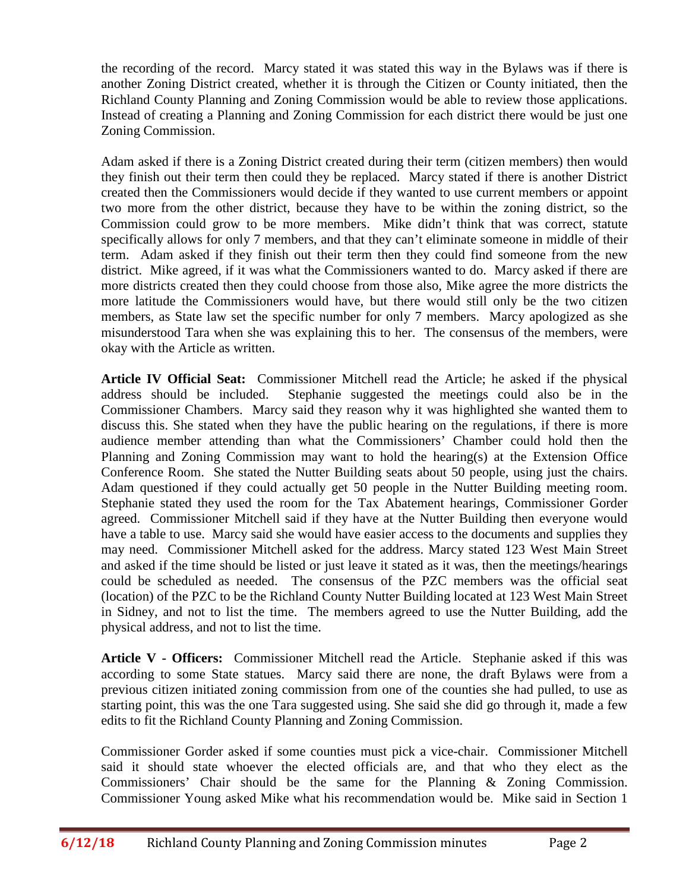the recording of the record. Marcy stated it was stated this way in the Bylaws was if there is another Zoning District created, whether it is through the Citizen or County initiated, then the Richland County Planning and Zoning Commission would be able to review those applications. Instead of creating a Planning and Zoning Commission for each district there would be just one Zoning Commission.

Adam asked if there is a Zoning District created during their term (citizen members) then would they finish out their term then could they be replaced. Marcy stated if there is another District created then the Commissioners would decide if they wanted to use current members or appoint two more from the other district, because they have to be within the zoning district, so the Commission could grow to be more members. Mike didn't think that was correct, statute specifically allows for only 7 members, and that they can't eliminate someone in middle of their term. Adam asked if they finish out their term then they could find someone from the new district. Mike agreed, if it was what the Commissioners wanted to do. Marcy asked if there are more districts created then they could choose from those also, Mike agree the more districts the more latitude the Commissioners would have, but there would still only be the two citizen members, as State law set the specific number for only 7 members. Marcy apologized as she misunderstood Tara when she was explaining this to her. The consensus of the members, were okay with the Article as written.

**Article IV Official Seat:** Commissioner Mitchell read the Article; he asked if the physical address should be included. Stephanie suggested the meetings could also be in the Commissioner Chambers. Marcy said they reason why it was highlighted she wanted them to discuss this. She stated when they have the public hearing on the regulations, if there is more audience member attending than what the Commissioners' Chamber could hold then the Planning and Zoning Commission may want to hold the hearing(s) at the Extension Office Conference Room. She stated the Nutter Building seats about 50 people, using just the chairs. Adam questioned if they could actually get 50 people in the Nutter Building meeting room. Stephanie stated they used the room for the Tax Abatement hearings, Commissioner Gorder agreed. Commissioner Mitchell said if they have at the Nutter Building then everyone would have a table to use. Marcy said she would have easier access to the documents and supplies they may need. Commissioner Mitchell asked for the address. Marcy stated 123 West Main Street and asked if the time should be listed or just leave it stated as it was, then the meetings/hearings could be scheduled as needed. The consensus of the PZC members was the official seat (location) of the PZC to be the Richland County Nutter Building located at 123 West Main Street in Sidney, and not to list the time. The members agreed to use the Nutter Building, add the physical address, and not to list the time.

**Article V - Officers:** Commissioner Mitchell read the Article. Stephanie asked if this was according to some State statues. Marcy said there are none, the draft Bylaws were from a previous citizen initiated zoning commission from one of the counties she had pulled, to use as starting point, this was the one Tara suggested using. She said she did go through it, made a few edits to fit the Richland County Planning and Zoning Commission.

Commissioner Gorder asked if some counties must pick a vice-chair. Commissioner Mitchell said it should state whoever the elected officials are, and that who they elect as the Commissioners' Chair should be the same for the Planning & Zoning Commission. Commissioner Young asked Mike what his recommendation would be. Mike said in Section 1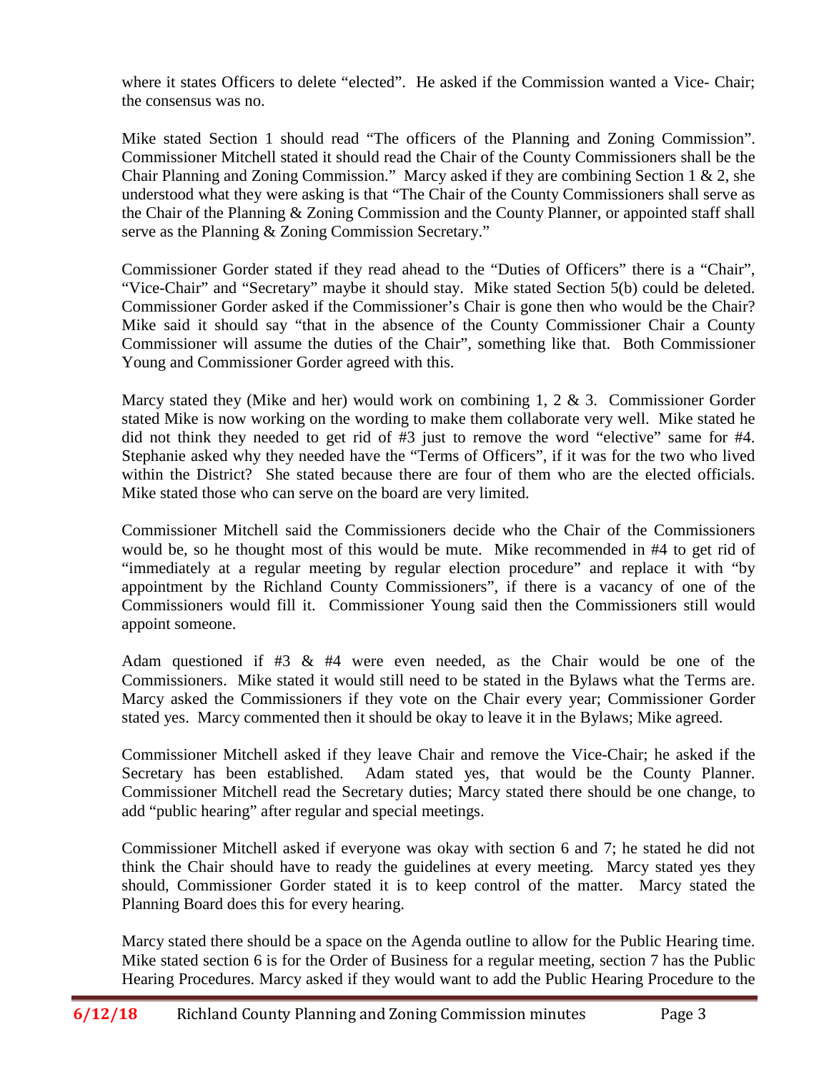where it states Officers to delete "elected". He asked if the Commission wanted a Vice- Chair; the consensus was no.

Mike stated Section 1 should read "The officers of the Planning and Zoning Commission". Commissioner Mitchell stated it should read the Chair of the County Commissioners shall be the Chair Planning and Zoning Commission." Marcy asked if they are combining Section 1 & 2, she understood what they were asking is that "The Chair of the County Commissioners shall serve as the Chair of the Planning & Zoning Commission and the County Planner, or appointed staff shall serve as the Planning & Zoning Commission Secretary."

Commissioner Gorder stated if they read ahead to the "Duties of Officers" there is a "Chair", "Vice-Chair" and "Secretary" maybe it should stay. Mike stated Section 5(b) could be deleted. Commissioner Gorder asked if the Commissioner's Chair is gone then who would be the Chair? Mike said it should say "that in the absence of the County Commissioner Chair a County Commissioner will assume the duties of the Chair", something like that. Both Commissioner Young and Commissioner Gorder agreed with this.

Marcy stated they (Mike and her) would work on combining 1, 2 & 3. Commissioner Gorder stated Mike is now working on the wording to make them collaborate very well. Mike stated he did not think they needed to get rid of #3 just to remove the word "elective" same for #4. Stephanie asked why they needed have the "Terms of Officers", if it was for the two who lived within the District? She stated because there are four of them who are the elected officials. Mike stated those who can serve on the board are very limited.

Commissioner Mitchell said the Commissioners decide who the Chair of the Commissioners would be, so he thought most of this would be mute. Mike recommended in #4 to get rid of "immediately at a regular meeting by regular election procedure" and replace it with "by appointment by the Richland County Commissioners", if there is a vacancy of one of the Commissioners would fill it. Commissioner Young said then the Commissioners still would appoint someone.

Adam questioned if #3 & #4 were even needed, as the Chair would be one of the Commissioners. Mike stated it would still need to be stated in the Bylaws what the Terms are. Marcy asked the Commissioners if they vote on the Chair every year; Commissioner Gorder stated yes. Marcy commented then it should be okay to leave it in the Bylaws; Mike agreed.

Commissioner Mitchell asked if they leave Chair and remove the Vice-Chair; he asked if the Secretary has been established. Adam stated yes, that would be the County Planner. Commissioner Mitchell read the Secretary duties; Marcy stated there should be one change, to add "public hearing" after regular and special meetings.

Commissioner Mitchell asked if everyone was okay with section 6 and 7; he stated he did not think the Chair should have to ready the guidelines at every meeting. Marcy stated yes they should, Commissioner Gorder stated it is to keep control of the matter. Marcy stated the Planning Board does this for every hearing.

Marcy stated there should be a space on the Agenda outline to allow for the Public Hearing time. Mike stated section 6 is for the Order of Business for a regular meeting, section 7 has the Public Hearing Procedures. Marcy asked if they would want to add the Public Hearing Procedure to the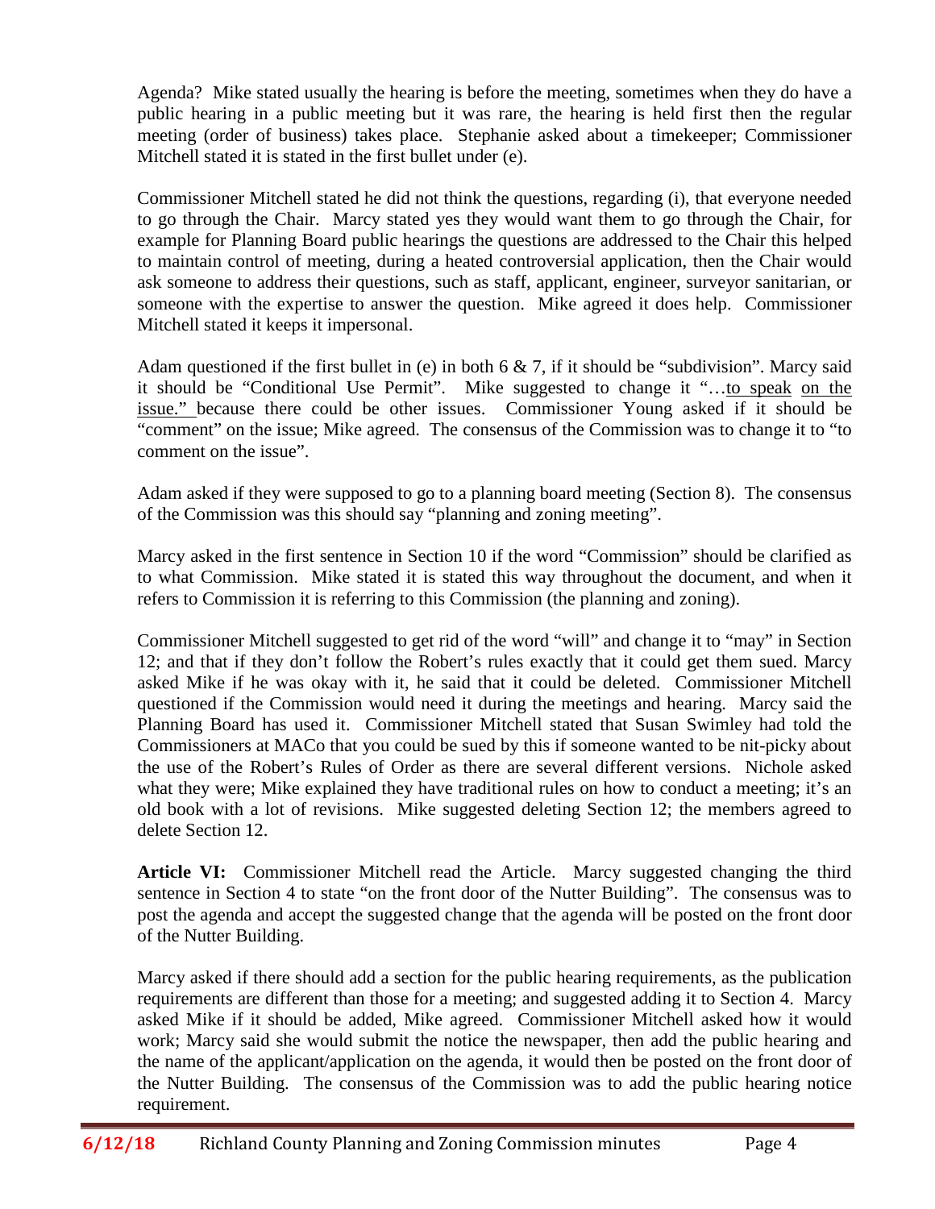Agenda? Mike stated usually the hearing is before the meeting, sometimes when they do have a public hearing in a public meeting but it was rare, the hearing is held first then the regular meeting (order of business) takes place. Stephanie asked about a timekeeper; Commissioner Mitchell stated it is stated in the first bullet under (e).

Commissioner Mitchell stated he did not think the questions, regarding (i), that everyone needed to go through the Chair. Marcy stated yes they would want them to go through the Chair, for example for Planning Board public hearings the questions are addressed to the Chair this helped to maintain control of meeting, during a heated controversial application, then the Chair would ask someone to address their questions, such as staff, applicant, engineer, surveyor sanitarian, or someone with the expertise to answer the question. Mike agreed it does help. Commissioner Mitchell stated it keeps it impersonal.

Adam questioned if the first bullet in (e) in both 6 & 7, if it should be "subdivision". Marcy said it should be "Conditional Use Permit". Mike suggested to change it "…<u>to speak</u> <u>on the issue."</u> because there could be other issues. Commissioner Young asked if it should be "comment" on the issue; Mike agreed. The consensus of the Commission was to change it to "to comment on the issue".

Adam asked if they were supposed to go to a planning board meeting (Section 8). The consensus of the Commission was this should say "planning and zoning meeting".

Marcy asked in the first sentence in Section 10 if the word "Commission" should be clarified as to what Commission. Mike stated it is stated this way throughout the document, and when it refers to Commission it is referring to this Commission (the planning and zoning).

Commissioner Mitchell suggested to get rid of the word "will" and change it to "may" in Section 12; and that if they don't follow the Robert's rules exactly that it could get them sued. Marcy asked Mike if he was okay with it, he said that it could be deleted. Commissioner Mitchell questioned if the Commission would need it during the meetings and hearing. Marcy said the Planning Board has used it. Commissioner Mitchell stated that Susan Swimley had told the Commissioners at MACo that you could be sued by this if someone wanted to be nit-picky about the use of the Robert's Rules of Order as there are several different versions. Nichole asked what they were; Mike explained they have traditional rules on how to conduct a meeting; it's an old book with a lot of revisions. Mike suggested deleting Section 12; the members agreed to delete Section 12.

**Article VI:** Commissioner Mitchell read the Article. Marcy suggested changing the third sentence in Section 4 to state "on the front door of the Nutter Building". The consensus was to post the agenda and accept the suggested change that the agenda will be posted on the front door of the Nutter Building.

Marcy asked if there should add a section for the public hearing requirements, as the publication requirements are different than those for a meeting; and suggested adding it to Section 4. Marcy asked Mike if it should be added, Mike agreed. Commissioner Mitchell asked how it would work; Marcy said she would submit the notice the newspaper, then add the public hearing and the name of the applicant/application on the agenda, it would then be posted on the front door of the Nutter Building. The consensus of the Commission was to add the public hearing notice requirement.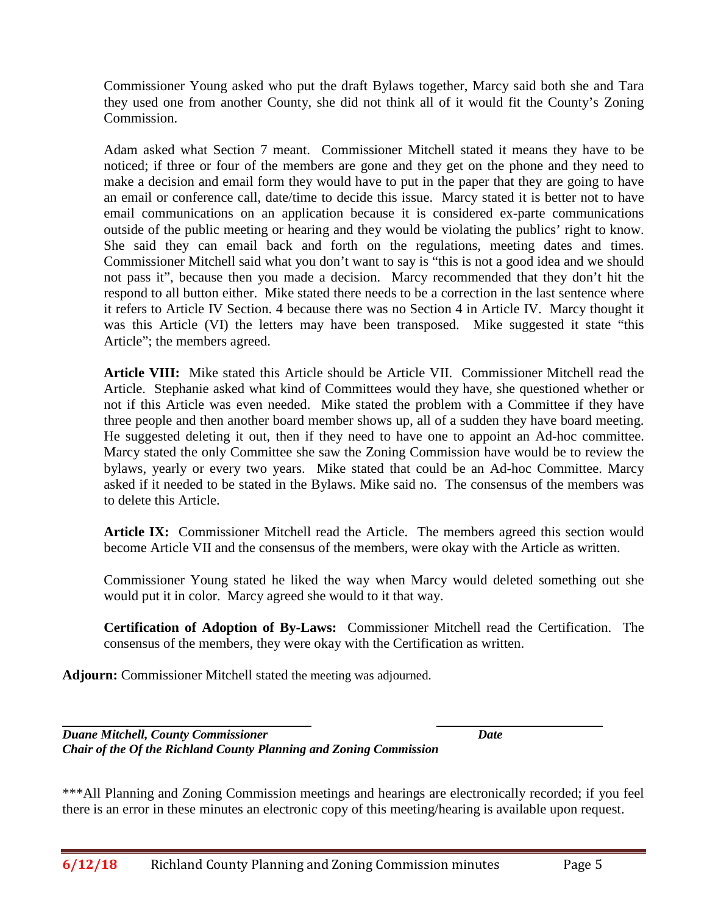Commissioner Young asked who put the draft Bylaws together, Marcy said both she and Tara they used one from another County, she did not think all of it would fit the County's Zoning Commission.

Adam asked what Section 7 meant. Commissioner Mitchell stated it means they have to be noticed; if three or four of the members are gone and they get on the phone and they need to make a decision and email form they would have to put in the paper that they are going to have an email or conference call, date/time to decide this issue. Marcy stated it is better not to have email communications on an application because it is considered ex-parte communications outside of the public meeting or hearing and they would be violating the publics' right to know. She said they can email back and forth on the regulations, meeting dates and times. Commissioner Mitchell said what you don't want to say is "this is not a good idea and we should not pass it", because then you made a decision. Marcy recommended that they don't hit the respond to all button either. Mike stated there needs to be a correction in the last sentence where it refers to Article IV Section. 4 because there was no Section 4 in Article IV. Marcy thought it was this Article (VI) the letters may have been transposed. Mike suggested it state "this Article"; the members agreed.

**Article VIII:** Mike stated this Article should be Article VII. Commissioner Mitchell read the Article. Stephanie asked what kind of Committees would they have, she questioned whether or not if this Article was even needed. Mike stated the problem with a Committee if they have three people and then another board member shows up, all of a sudden they have board meeting. He suggested deleting it out, then if they need to have one to appoint an Ad-hoc committee. Marcy stated the only Committee she saw the Zoning Commission have would be to review the bylaws, yearly or every two years. Mike stated that could be an Ad-hoc Committee. Marcy asked if it needed to be stated in the Bylaws. Mike said no. The consensus of the members was to delete this Article.

**Article IX:** Commissioner Mitchell read the Article. The members agreed this section would become Article VII and the consensus of the members, were okay with the Article as written.

Commissioner Young stated he liked the way when Marcy would deleted something out she would put it in color. Marcy agreed she would to it that way.

**Certification of Adoption of By-Laws:** Commissioner Mitchell read the Certification. The consensus of the members, they were okay with the Certification as written.

**Adjourn:** Commissioner Mitchell stated the meeting was adjourned.

______________________________ ______________________

***Duane Mitchell, County Commissioner*** ***Date***
***Chair of the Of the Richland County Planning and Zoning Commission***

***All Planning and Zoning Commission meetings and hearings are electronically recorded; if you feel there is an error in these minutes an electronic copy of this meeting/hearing is available upon request.